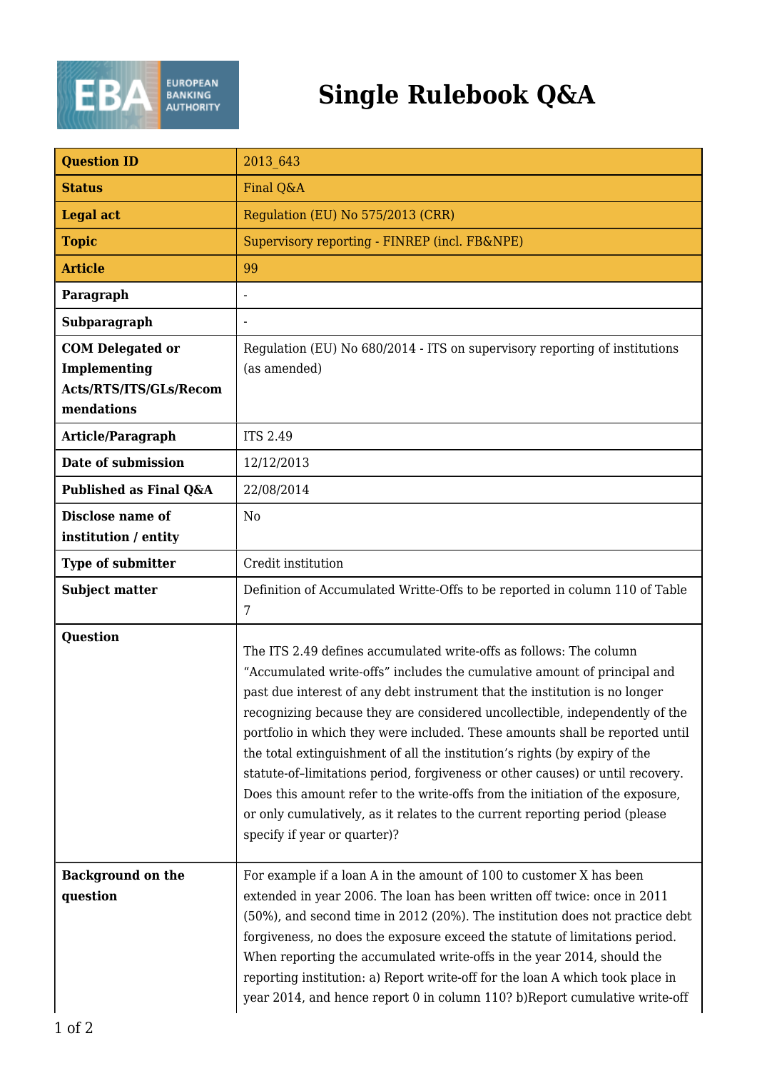# Single Rulebook Q&A

| | |
|---|---|
| **Question ID** | 2013_643 |
| **Status** | Final Q&A |
| **Legal act** | Regulation (EU) No 575/2013 (CRR) |
| **Topic** | Supervisory reporting - FINREP (incl. FB&NPE) |
| **Article** | 99 |
| **Paragraph** | - |
| **Subparagraph** | - |
| **COM Delegated or Implementing Acts/RTS/ITS/GLs/Recommendations** | Regulation (EU) No 680/2014 - ITS on supervisory reporting of institutions (as amended) |
| **Article/Paragraph** | ITS 2.49 |
| **Date of submission** | 12/12/2013 |
| **Published as Final Q&A** | 22/08/2014 |
| **Disclose name of institution / entity** | No |
| **Type of submitter** | Credit institution |
| **Subject matter** | Definition of Accumulated Writte-Offs to be reported in column 110 of Table 7 |
| **Question** | The ITS 2.49 defines accumulated write-offs as follows: The column "Accumulated write-offs" includes the cumulative amount of principal and past due interest of any debt instrument that the institution is no longer recognizing because they are considered uncollectible, independently of the portfolio in which they were included. These amounts shall be reported until the total extinguishment of all the institution's rights (by expiry of the statute-of–limitations period, forgiveness or other causes) or until recovery. Does this amount refer to the write-offs from the initiation of the exposure, or only cumulatively, as it relates to the current reporting period (please specify if year or quarter)? |
| **Background on the question** | For example if a loan A in the amount of 100 to customer X has been extended in year 2006. The loan has been written off twice: once in 2011 (50%), and second time in 2012 (20%). The institution does not practice debt forgiveness, no does the exposure exceed the statute of limitations period. When reporting the accumulated write-offs in the year 2014, should the reporting institution: a) Report write-off for the loan A which took place in year 2014, and hence report 0 in column 110? b)Report cumulative write-off |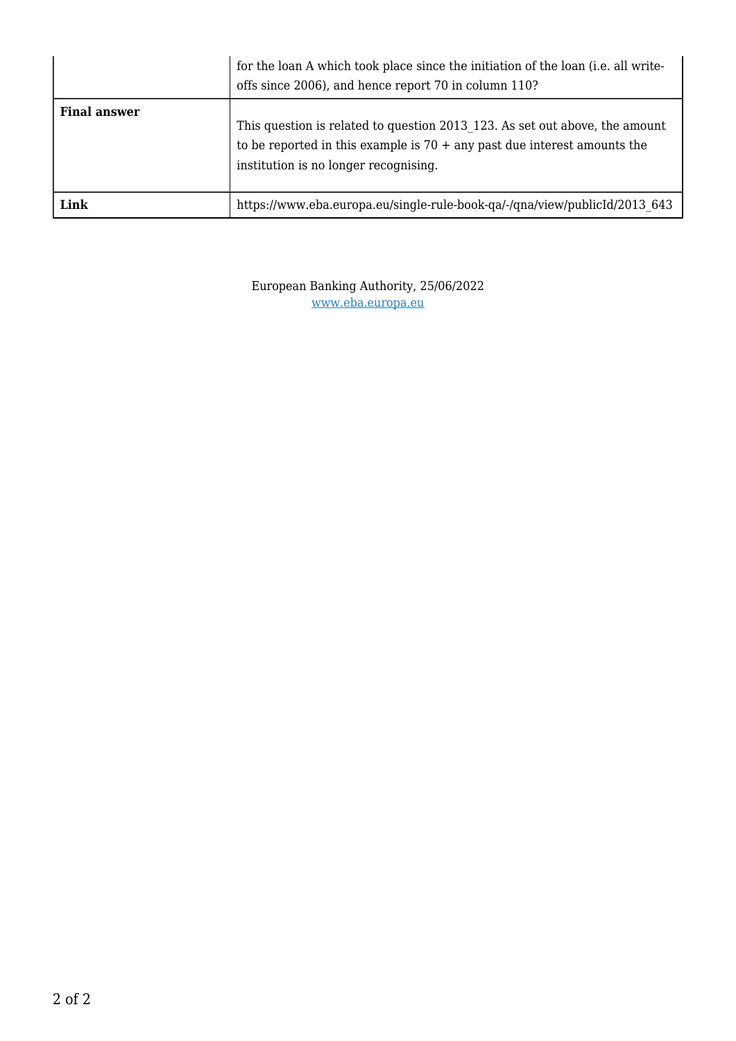| | |
|---|---|
| | for the loan A which took place since the initiation of the loan (i.e. all write-offs since 2006), and hence report 70 in column 110? |
| **Final answer** | This question is related to question 2013_123. As set out above, the amount to be reported in this example is 70 + any past due interest amounts the institution is no longer recognising. |
| **Link** | https://www.eba.europa.eu/single-rule-book-qa/-/qna/view/publicId/2013_643 |

European Banking Authority, 25/06/2022
www.eba.europa.eu